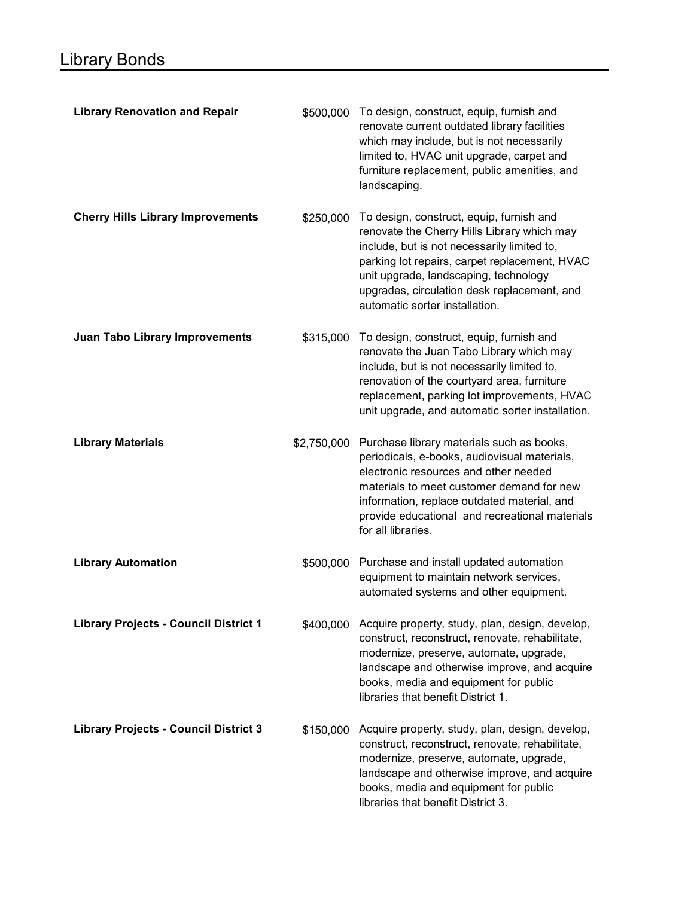# Library Bonds

| Project | Amount | Description |
|---|---|---|
| **Library Renovation and Repair** | $500,000 | To design, construct, equip, furnish and renovate current outdated library facilities which may include, but is not necessarily limited to, HVAC unit upgrade, carpet and furniture replacement, public amenities, and landscaping. |
| **Cherry Hills Library Improvements** | $250,000 | To design, construct, equip, furnish and renovate the Cherry Hills Library which may include, but is not necessarily limited to, parking lot repairs, carpet replacement, HVAC unit upgrade, landscaping, technology upgrades, circulation desk replacement, and automatic sorter installation. |
| **Juan Tabo Library Improvements** | $315,000 | To design, construct, equip, furnish and renovate the Juan Tabo Library which may include, but is not necessarily limited to, renovation of the courtyard area, furniture replacement, parking lot improvements, HVAC unit upgrade, and automatic sorter installation. |
| **Library Materials** | $2,750,000 | Purchase library materials such as books, periodicals, e-books, audiovisual materials, electronic resources and other needed materials to meet customer demand for new information, replace outdated material, and provide educational and recreational materials for all libraries. |
| **Library Automation** | $500,000 | Purchase and install updated automation equipment to maintain network services, automated systems and other equipment. |
| **Library Projects - Council District 1** | $400,000 | Acquire property, study, plan, design, develop, construct, reconstruct, renovate, rehabilitate, modernize, preserve, automate, upgrade, landscape and otherwise improve, and acquire books, media and equipment for public libraries that benefit District 1. |
| **Library Projects - Council District 3** | $150,000 | Acquire property, study, plan, design, develop, construct, reconstruct, renovate, rehabilitate, modernize, preserve, automate, upgrade, landscape and otherwise improve, and acquire books, media and equipment for public libraries that benefit District 3. |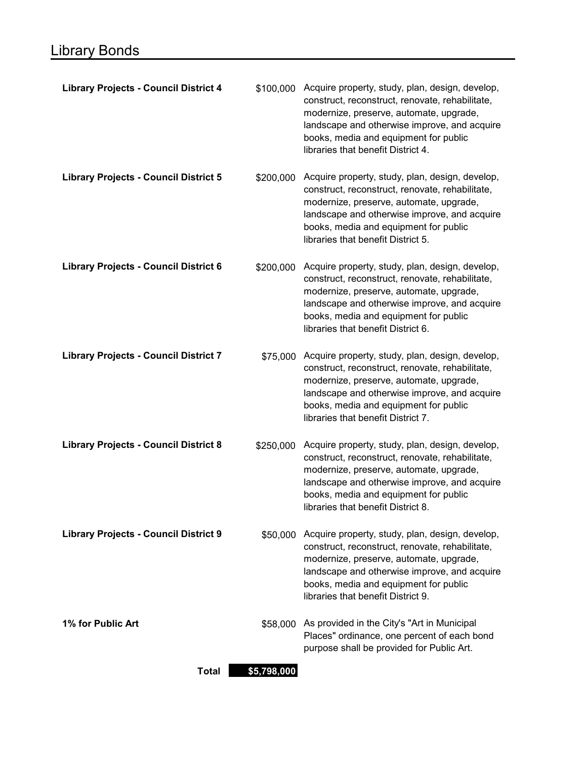## Library Bonds

| | | |
|---|---|---|
| **Library Projects - Council District 4** | $100,000 | Acquire property, study, plan, design, develop, construct, reconstruct, renovate, rehabilitate, modernize, preserve, automate, upgrade, landscape and otherwise improve, and acquire books, media and equipment for public libraries that benefit District 4. |
| **Library Projects - Council District 5** | $200,000 | Acquire property, study, plan, design, develop, construct, reconstruct, renovate, rehabilitate, modernize, preserve, automate, upgrade, landscape and otherwise improve, and acquire books, media and equipment for public libraries that benefit District 5. |
| **Library Projects - Council District 6** | $200,000 | Acquire property, study, plan, design, develop, construct, reconstruct, renovate, rehabilitate, modernize, preserve, automate, upgrade, landscape and otherwise improve, and acquire books, media and equipment for public libraries that benefit District 6. |
| **Library Projects - Council District 7** | $75,000 | Acquire property, study, plan, design, develop, construct, reconstruct, renovate, rehabilitate, modernize, preserve, automate, upgrade, landscape and otherwise improve, and acquire books, media and equipment for public libraries that benefit District 7. |
| **Library Projects - Council District 8** | $250,000 | Acquire property, study, plan, design, develop, construct, reconstruct, renovate, rehabilitate, modernize, preserve, automate, upgrade, landscape and otherwise improve, and acquire books, media and equipment for public libraries that benefit District 8. |
| **Library Projects - Council District 9** | $50,000 | Acquire property, study, plan, design, develop, construct, reconstruct, renovate, rehabilitate, modernize, preserve, automate, upgrade, landscape and otherwise improve, and acquire books, media and equipment for public libraries that benefit District 9. |
| **1% for Public Art** | $58,000 | As provided in the City's "Art in Municipal Places" ordinance, one percent of each bond purpose shall be provided for Public Art. |
| **Total** | **$5,798,000** | |